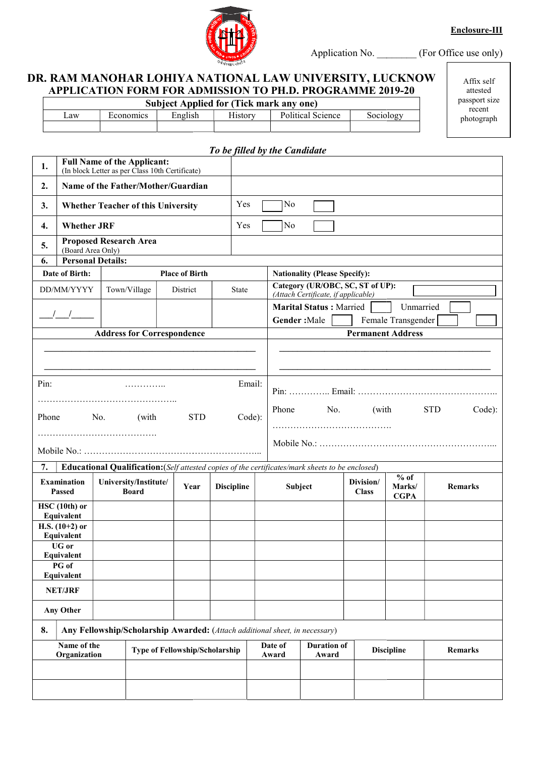**Enclosure-III**

Application No. _______ (For Office use only)

Affix self attested passport size recent photograph

# DR. RAM MANOHAR LOHIYA NATIONAL LAW UNIVERSITY, LUCKNOW

## APPLICATION FORM FOR ADMISSION TO PH.D. PROGRAMME 2019-20

| Subject Applied for (Tick mark any one) | | | | | |
|---|---|---|---|---|---|
| Law | Economics | English | History | Political Science | Sociology |
| | | | | | |

*To be filled by the Candidate*

| | | |
|---|---|---|
| **1.** | **Full Name of the Applicant:** (In block Letter as per Class 10th Certificate) | |
| **2.** | **Name of the Father/Mother/Guardian** | |
| **3.** | **Whether Teacher of this University** | Yes ☐ No ☐ |
| **4.** | **Whether JRF** | Yes ☐ No ☐ |
| **5.** | **Proposed Research Area** (Board Area Only) | |
| **6.** | **Personal Details:** | |

| **Date of Birth:** | **Place of Birth** | | | **Nationality (Please Specify):** |
|---|---|---|---|---|
| DD/MM/YYYY | Town/Village | District | State | **Category (UR/OBC, SC, ST of UP):** *(Attach Certificate, if applicable)* ☐ |
| ___/___/_____ | | | | **Marital Status :** Married ☐ Unmarried ☐ <br> **Gender :** Male ☐ Female ☐ Transgender ☐ |

| **Address for Correspondence** | **Permanent Address** |
|---|---|
| ______________________________ <br> ______________________________ | ______________________________ <br> ______________________________ |
| Pin: ………….. Email: ……………………………………….. <br> Phone No. (with STD Code): …………………………………. <br> Mobile No.: ………………………………………………….. | Pin: ………….. Email: ……………………………………….. <br> Phone No. (with STD Code): …………………………………. <br> Mobile No.: ………………………………………………….. |

**7. Educational Qualification:**(*Self attested copies of the certificates/mark sheets to be enclosed*)

| Examination Passed | University/Institute/ Board | Year | Discipline | Subject | Division/ Class | % of Marks/ CGPA | Remarks |
|---|---|---|---|---|---|---|---|
| HSC (10th) or Equivalent | | | | | | | |
| H.S. (10+2) or Equivalent | | | | | | | |
| UG or Equivalent | | | | | | | |
| PG of Equivalent | | | | | | | |
| NET/JRF | | | | | | | |
| Any Other | | | | | | | |

**8. Any Fellowship/Scholarship Awarded:** (*Attach additional sheet, in necessary*)

| Name of the Organization | Type of Fellowship/Scholarship | Date of Award | Duration of Award | Discipline | Remarks |
|---|---|---|---|---|---|
| | | | | | |
| | | | | | |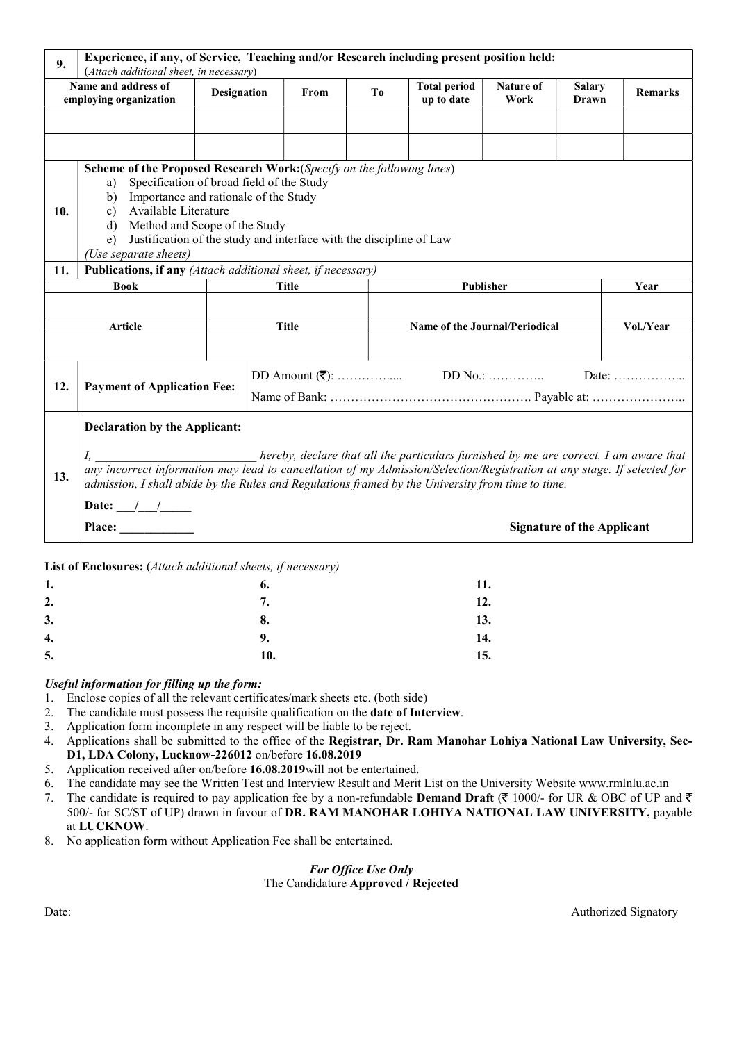| 9. | **Experience, if any, of Service, Teaching and/or Research including present position held:** (*Attach additional sheet, in necessary*) | | | | | | |
|---|---|---|---|---|---|---|---|
| **Name and address of employing organization** | **Designation** | **From** | **To** | **Total period up to date** | **Nature of Work** | **Salary Drawn** | **Remarks** |
| | | | | | | | |
| | | | | | | | |

**10.** **Scheme of the Proposed Research Work:**(*Specify on the following lines*)

a) Specification of broad field of the Study
b) Importance and rationale of the Study
c) Available Literature
d) Method and Scope of the Study
e) Justification of the study and interface with the discipline of Law

(*Use separate sheets*)

**11.** **Publications, if any** (*Attach additional sheet, if necessary*)

| **Book** | **Title** | **Publisher** | **Year** |
|---|---|---|---|
| | | | |
| **Article** | **Title** | **Name of the Journal/Periodical** | **Vol./Year** |
| | | | |

| 12. | **Payment of Application Fee:** | DD Amount (₹): ……………..... DD No.: ………….. Date: ……………... Name of Bank: …………………………………………. Payable at: ………………….. |
|---|---|---|

**13.** **Declaration by the Applicant:**

*I, \_\_\_\_\_\_\_\_\_\_\_\_\_\_\_\_\_\_\_\_\_\_\_\_\_\_ hereby, declare that all the particulars furnished by me are correct. I am aware that any incorrect information may lead to cancellation of my Admission/Selection/Registration at any stage. If selected for admission, I shall abide by the Rules and Regulations framed by the University from time to time.*

**Date:** \_\_\_/\_\_\_/\_\_\_\_\_

**Place:** \_\_\_\_\_\_\_\_\_\_\_\_ **Signature of the Applicant**

**List of Enclosures:** (*Attach additional sheets, if necessary*)

| | | |
|---|---|---|
| **1.** | **6.** | **11.** |
| **2.** | **7.** | **12.** |
| **3.** | **8.** | **13.** |
| **4.** | **9.** | **14.** |
| **5.** | **10.** | **15.** |

***Useful information for filling up the form:***

1. Enclose copies of all the relevant certificates/mark sheets etc. (both side)
2. The candidate must possess the requisite qualification on the **date of Interview**.
3. Application form incomplete in any respect will be liable to be reject.
4. Applications shall be submitted to the office of the **Registrar, Dr. Ram Manohar Lohiya National Law University, Sec-D1, LDA Colony, Lucknow-226012** on/before **16.08.2019**
5. Application received after on/before **16.08.2019**will not be entertained.
6. The candidate may see the Written Test and Interview Result and Merit List on the University Website www.rmlnlu.ac.in
7. The candidate is required to pay application fee by a non-refundable **Demand Draft** (₹ 1000/- for UR & OBC of UP and ₹ 500/- for SC/ST of UP) drawn in favour of **DR. RAM MANOHAR LOHIYA NATIONAL LAW UNIVERSITY,** payable at **LUCKNOW**.
8. No application form without Application Fee shall be entertained.

***For Office Use Only***

The Candidature **Approved / Rejected**

Date: Authorized Signatory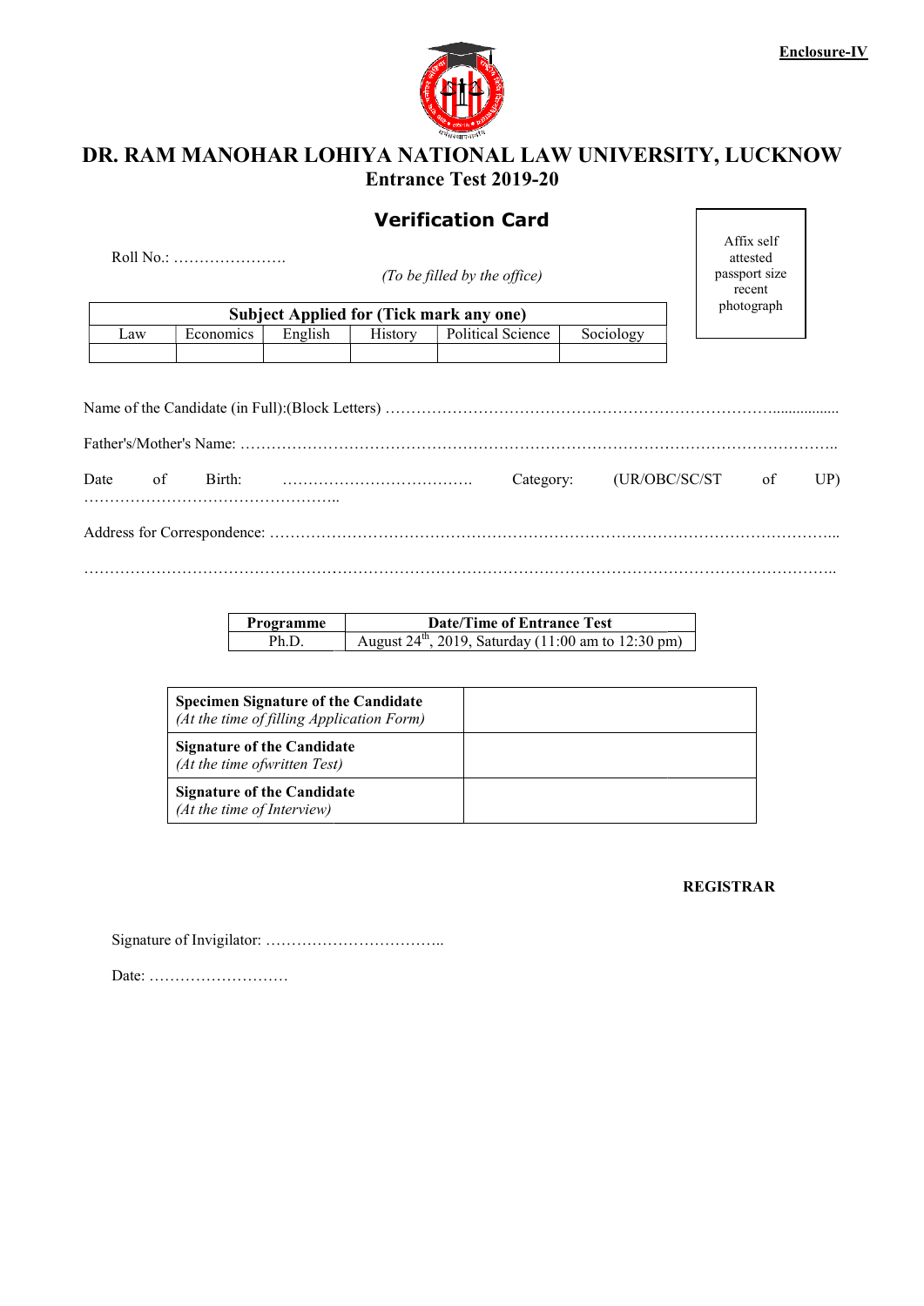**Enclosure-IV**

# DR. RAM MANOHAR LOHIYA NATIONAL LAW UNIVERSITY, LUCKNOW

## Entrance Test 2019-20

## Verification Card

Roll No.: ………………….

*(To be filled by the office)*

Affix self attested passport size recent photograph

| Subject Applied for (Tick mark any one) | | | | | |
|---|---|---|---|---|---|
| Law | Economics | English | History | Political Science | Sociology |
| | | | | | |

Name of the Candidate (in Full):(Block Letters) ……………………………………………………………………..................

Father's/Mother's Name: ……………………………………………………………………………………………………..

Date of Birth: ………………………………. Category: (UR/OBC/SC/ST of UP) …………………………………………..

Address for Correspondence: …………………………………………………………………………………………...

……………………………………………………………………………………………………………………………..

| Programme | Date/Time of Entrance Test |
|---|---|
| Ph.D. | August 24th, 2019, Saturday (11:00 am to 12:30 pm) |

| | |
|---|---|
| **Specimen Signature of the Candidate** *(At the time of filling Application Form)* | |
| **Signature of the Candidate** *(At the time ofwritten Test)* | |
| **Signature of the Candidate** *(At the time of Interview)* | |

**REGISTRAR**

Signature of Invigilator: ……………………………..

Date: ………………………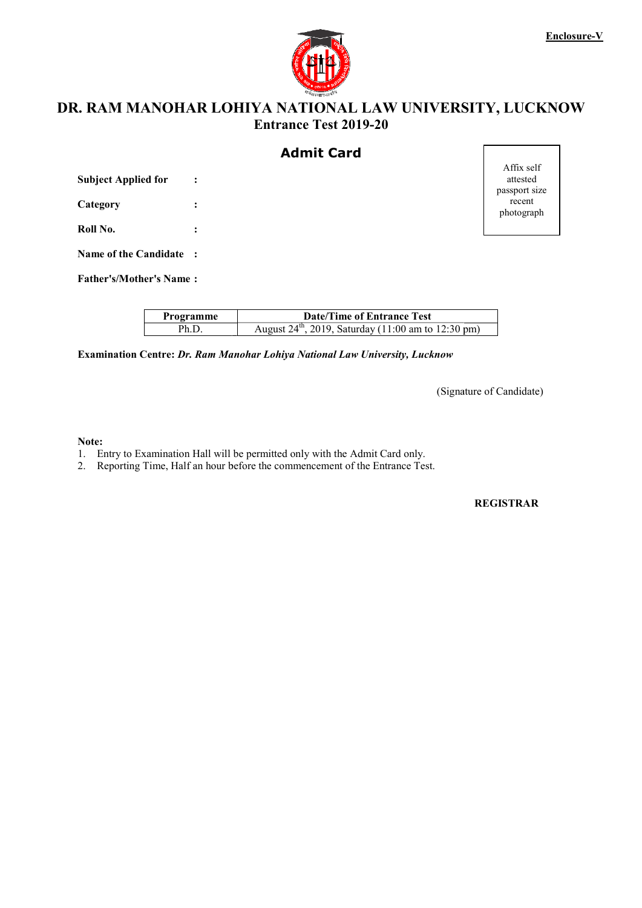**Enclosure-V**

# DR. RAM MANOHAR LOHIYA NATIONAL LAW UNIVERSITY, LUCKNOW

## Entrance Test 2019-20

## Admit Card

Affix self attested passport size recent photograph

**Subject Applied for** :

**Category** :

**Roll No.** :

**Name of the Candidate** :

**Father's/Mother's Name** :

| Programme | Date/Time of Entrance Test |
|---|---|
| Ph.D. | August 24th, 2019, Saturday (11:00 am to 12:30 pm) |

**Examination Centre:** ***Dr. Ram Manohar Lohiya National Law University, Lucknow***

(Signature of Candidate)

**Note:**

1. Entry to Examination Hall will be permitted only with the Admit Card only.
2. Reporting Time, Half an hour before the commencement of the Entrance Test.

**REGISTRAR**